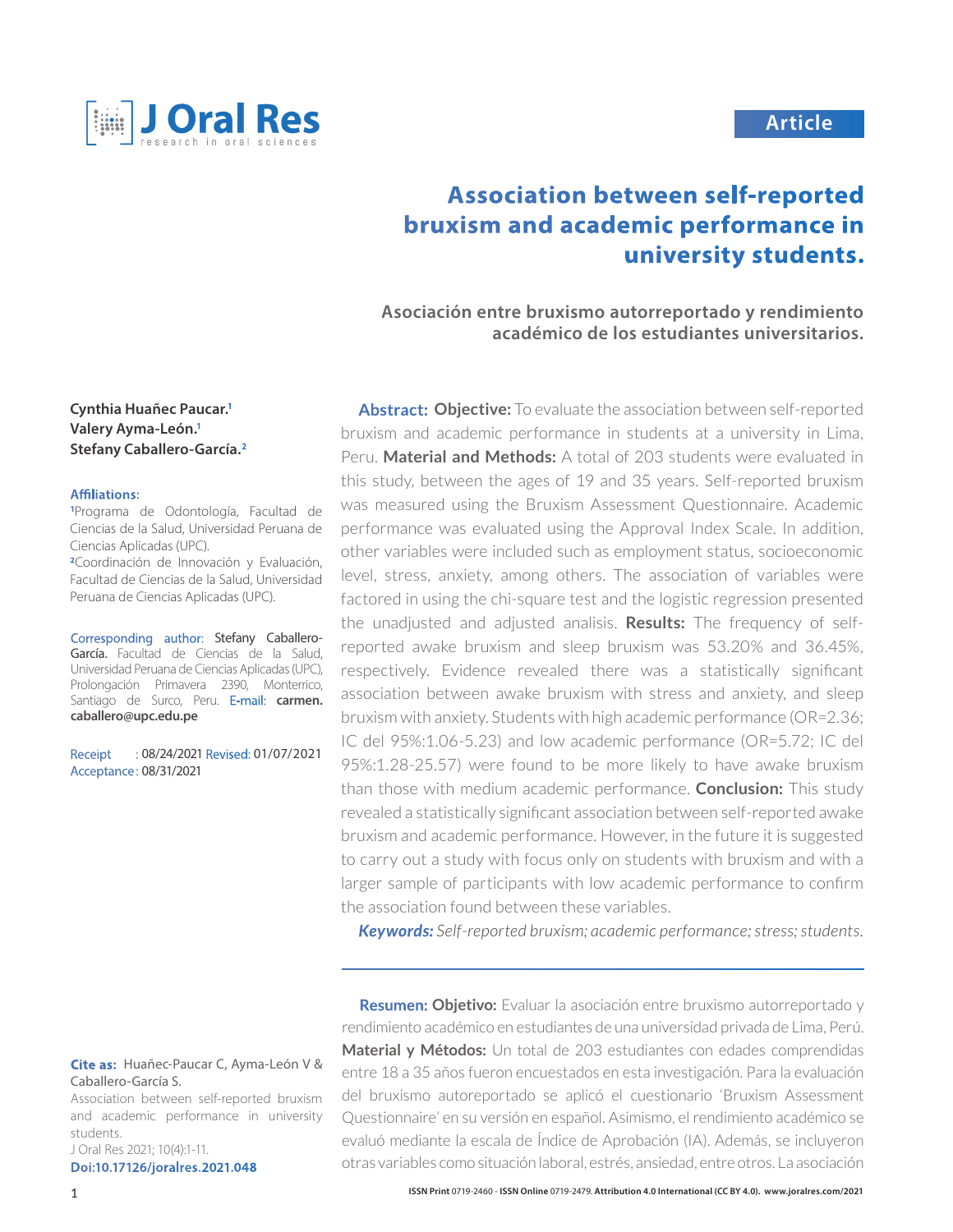Article

# Association between self-reported bruxism and academic performance in university students.

## Asociación entre bruxismo autorreportado y rendimiento académico de los estudiantes universitarios.

**Cynthia Huañec Paucar.[1]**
**Valery Ayma-León.[1]**
**Stefany Caballero-García.[2]**

**Affiliations:**
[1]Programa de Odontología, Facultad de Ciencias de la Salud, Universidad Peruana de Ciencias Aplicadas (UPC).
[2]Coordinación de Innovación y Evaluación, Facultad de Ciencias de la Salud, Universidad Peruana de Ciencias Aplicadas (UPC).

**Corresponding author:** Stefany Caballero-García. Facultad de Ciencias de la Salud, Universidad Peruana de Ciencias Aplicadas (UPC), Prolongación Primavera 2390, Monterrico, Santiago de Surco, Peru. E-mail: **carmen.caballero@upc.edu.pe**

Receipt : 08/24/2021 Revised: 01/07/2021
Acceptance : 08/31/2021

**Abstract: Objective:** To evaluate the association between self-reported bruxism and academic performance in students at a university in Lima, Peru. **Material and Methods:** A total of 203 students were evaluated in this study, between the ages of 19 and 35 years. Self-reported bruxism was measured using the Bruxism Assessment Questionnaire. Academic performance was evaluated using the Approval Index Scale. In addition, other variables were included such as employment status, socioeconomic level, stress, anxiety, among others. The association of variables were factored in using the chi-square test and the logistic regression presented the unadjusted and adjusted analisis. **Results:** The frequency of self-reported awake bruxism and sleep bruxism was 53.20% and 36.45%, respectively. Evidence revealed there was a statistically significant association between awake bruxism with stress and anxiety, and sleep bruxism with anxiety. Students with high academic performance (OR=2.36; IC del 95%:1.06-5.23) and low academic performance (OR=5.72; IC del 95%:1.28-25.57) were found to be more likely to have awake bruxism than those with medium academic performance. **Conclusion:** This study revealed a statistically significant association between self-reported awake bruxism and academic performance. However, in the future it is suggested to carry out a study with focus only on students with bruxism and with a larger sample of participants with low academic performance to confirm the association found between these variables.

***Keywords:*** *Self-reported bruxism; academic performance; stress; students.*

**Resumen: Objetivo:** Evaluar la asociación entre bruxismo autorreportado y rendimiento académico en estudiantes de una universidad privada de Lima, Perú. **Material y Métodos:** Un total de 203 estudiantes con edades comprendidas entre 18 a 35 años fueron encuestados en esta investigación. Para la evaluación del bruxismo autoreportado se aplicó el cuestionario 'Bruxism Assessment Questionnaire' en su versión en español. Asimismo, el rendimiento académico se evaluó mediante la escala de Índice de Aprobación (IA). Además, se incluyeron otras variables como situación laboral, estrés, ansiedad, entre otros. La asociación

**Cite as:** Huañec-Paucar C, Ayma-León V & Caballero-García S.
Association between self-reported bruxism and academic performance in university students.
J Oral Res 2021; 10(4):1-11.
**Doi:10.17126/joralres.2021.048**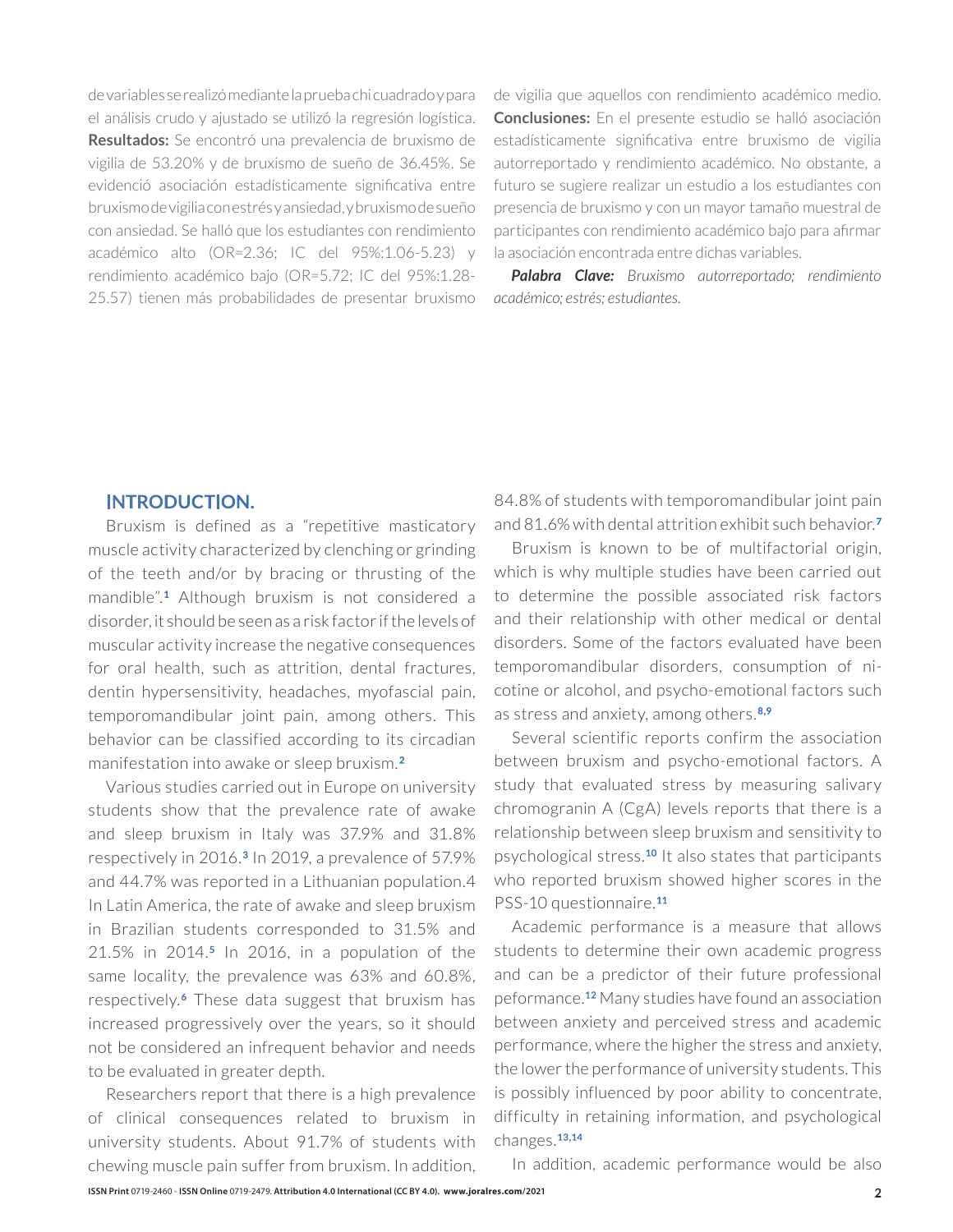de variables se realizó mediante la prueba chi cuadrado y para el análisis crudo y ajustado se utilizó la regresión logística. **Resultados:** Se encontró una prevalencia de bruxismo de vigilia de 53.20% y de bruxismo de sueño de 36.45%. Se evidenció asociación estadísticamente significativa entre bruxismo de vigilia con estrés y ansiedad, y bruxismo de sueño con ansiedad. Se halló que los estudiantes con rendimiento académico alto (OR=2.36; IC del 95%:1.06-5.23) y rendimiento académico bajo (OR=5.72; IC del 95%:1.28-25.57) tienen más probabilidades de presentar bruxismo de vigilia que aquellos con rendimiento académico medio. **Conclusiones:** En el presente estudio se halló asociación estadísticamente significativa entre bruxismo de vigilia autorreportado y rendimiento académico. No obstante, a futuro se sugiere realizar un estudio a los estudiantes con presencia de bruxismo y con un mayor tamaño muestral de participantes con rendimiento académico bajo para afirmar la asociación encontrada entre dichas variables.

***Palabra Clave:*** *Bruxismo autorreportado; rendimiento académico; estrés; estudiantes.*

## INTRODUCTION.

Bruxism is defined as a "repetitive masticatory muscle activity characterized by clenching or grinding of the teeth and/or by bracing or thrusting of the mandible".[1] Although bruxism is not considered a disorder, it should be seen as a risk factor if the levels of muscular activity increase the negative consequences for oral health, such as attrition, dental fractures, dentin hypersensitivity, headaches, myofascial pain, temporomandibular joint pain, among others. This behavior can be classified according to its circadian manifestation into awake or sleep bruxism.[2]

Various studies carried out in Europe on university students show that the prevalence rate of awake and sleep bruxism in Italy was 37.9% and 31.8% respectively in 2016.[3] In 2019, a prevalence of 57.9% and 44.7% was reported in a Lithuanian population.4 In Latin America, the rate of awake and sleep bruxism in Brazilian students corresponded to 31.5% and 21.5% in 2014.[5] In 2016, in a population of the same locality, the prevalence was 63% and 60.8%, respectively.[6] These data suggest that bruxism has increased progressively over the years, so it should not be considered an infrequent behavior and needs to be evaluated in greater depth.

Researchers report that there is a high prevalence of clinical consequences related to bruxism in university students. About 91.7% of students with chewing muscle pain suffer from bruxism. In addition, 84.8% of students with temporomandibular joint pain and 81.6% with dental attrition exhibit such behavior.[7]

Bruxism is known to be of multifactorial origin, which is why multiple studies have been carried out to determine the possible associated risk factors and their relationship with other medical or dental disorders. Some of the factors evaluated have been temporomandibular disorders, consumption of nicotine or alcohol, and psycho-emotional factors such as stress and anxiety, among others.[8,9]

Several scientific reports confirm the association between bruxism and psycho-emotional factors. A study that evaluated stress by measuring salivary chromogranin A (CgA) levels reports that there is a relationship between sleep bruxism and sensitivity to psychological stress.[10] It also states that participants who reported bruxism showed higher scores in the PSS-10 questionnaire.[11]

Academic performance is a measure that allows students to determine their own academic progress and can be a predictor of their future professional peformance.[12] Many studies have found an association between anxiety and perceived stress and academic performance, where the higher the stress and anxiety, the lower the performance of university students. This is possibly influenced by poor ability to concentrate, difficulty in retaining information, and psychological changes.[13,14]

In addition, academic performance would be also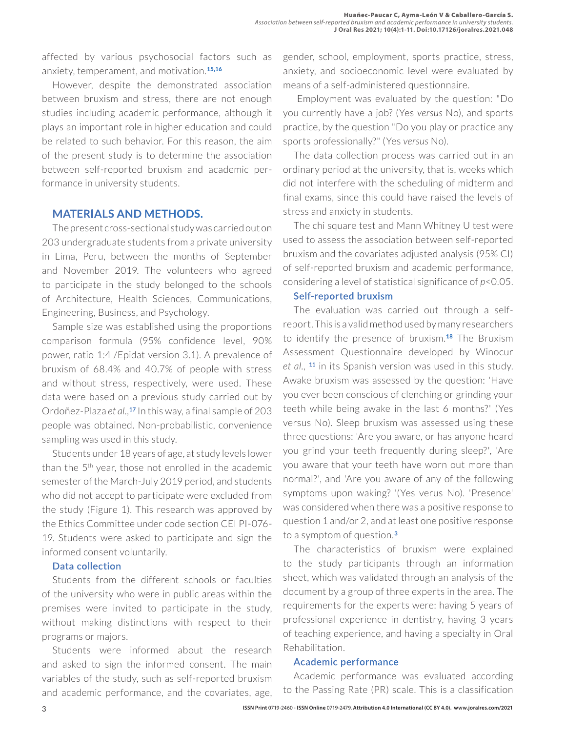affected by various psychosocial factors such as anxiety, temperament, and motivation.[15,16]

However, despite the demonstrated association between bruxism and stress, there are not enough studies including academic performance, although it plays an important role in higher education and could be related to such behavior. For this reason, the aim of the present study is to determine the association between self-reported bruxism and academic performance in university students.

## MATERIALS AND METHODS.

The present cross-sectional study was carried out on 203 undergraduate students from a private university in Lima, Peru, between the months of September and November 2019. The volunteers who agreed to participate in the study belonged to the schools of Architecture, Health Sciences, Communications, Engineering, Business, and Psychology.

Sample size was established using the proportions comparison formula (95% confidence level, 90% power, ratio 1:4 /Epidat version 3.1). A prevalence of bruxism of 68.4% and 40.7% of people with stress and without stress, respectively, were used. These data were based on a previous study carried out by Ordoñez-Plaza *et al*.,[17] In this way, a final sample of 203 people was obtained. Non-probabilistic, convenience sampling was used in this study.

Students under 18 years of age, at study levels lower than the 5th year, those not enrolled in the academic semester of the March-July 2019 period, and students who did not accept to participate were excluded from the study (Figure 1). This research was approved by the Ethics Committee under code section CEI PI-076-19. Students were asked to participate and sign the informed consent voluntarily.

### Data collection

Students from the different schools or faculties of the university who were in public areas within the premises were invited to participate in the study, without making distinctions with respect to their programs or majors.

Students were informed about the research and asked to sign the informed consent. The main variables of the study, such as self-reported bruxism and academic performance, and the covariates, age, gender, school, employment, sports practice, stress, anxiety, and socioeconomic level were evaluated by means of a self-administered questionnaire.

Employment was evaluated by the question: "Do you currently have a job? (Yes *versus* No), and sports practice, by the question "Do you play or practice any sports professionally?" (Yes *versus* No).

The data collection process was carried out in an ordinary period at the university, that is, weeks which did not interfere with the scheduling of midterm and final exams, since this could have raised the levels of stress and anxiety in students.

The chi square test and Mann Whitney U test were used to assess the association between self-reported bruxism and the covariates adjusted analysis (95% CI) of self-reported bruxism and academic performance, considering a level of statistical significance of $p<0.05$.

### Self-reported bruxism

The evaluation was carried out through a self-report. This is a valid method used by many researchers to identify the presence of bruxism.[18] The Bruxism Assessment Questionnaire developed by Winocur *et al*., [11] in its Spanish version was used in this study. Awake bruxism was assessed by the question: 'Have you ever been conscious of clenching or grinding your teeth while being awake in the last 6 months?' (Yes versus No). Sleep bruxism was assessed using these three questions: 'Are you aware, or has anyone heard you grind your teeth frequently during sleep?', 'Are you aware that your teeth have worn out more than normal?', and 'Are you aware of any of the following symptoms upon waking? '(Yes verus No). 'Presence' was considered when there was a positive response to question 1 and/or 2, and at least one positive response to a symptom of question.[3]

The characteristics of bruxism were explained to the study participants through an information sheet, which was validated through an analysis of the document by a group of three experts in the area. The requirements for the experts were: having 5 years of professional experience in dentistry, having 3 years of teaching experience, and having a specialty in Oral Rehabilitation.

### Academic performance

Academic performance was evaluated according to the Passing Rate (PR) scale. This is a classification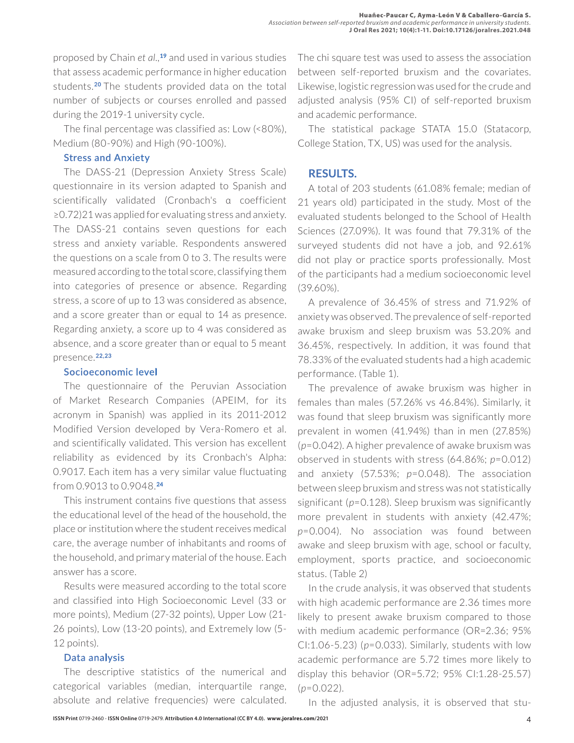proposed by Chain *et al.*,[19] and used in various studies that assess academic performance in higher education students.[20] The students provided data on the total number of subjects or courses enrolled and passed during the 2019-1 university cycle.

The final percentage was classified as: Low (<80%), Medium (80-90%) and High (90-100%).

### Stress and Anxiety

The DASS-21 (Depression Anxiety Stress Scale) questionnaire in its version adapted to Spanish and scientifically validated (Cronbach's α coefficient ≥0.72)21 was applied for evaluating stress and anxiety. The DASS-21 contains seven questions for each stress and anxiety variable. Respondents answered the questions on a scale from 0 to 3. The results were measured according to the total score, classifying them into categories of presence or absence. Regarding stress, a score of up to 13 was considered as absence, and a score greater than or equal to 14 as presence. Regarding anxiety, a score up to 4 was considered as absence, and a score greater than or equal to 5 meant presence.[22,23]

### Socioeconomic level

The questionnaire of the Peruvian Association of Market Research Companies (APEIM, for its acronym in Spanish) was applied in its 2011-2012 Modified Version developed by Vera-Romero et al. and scientifically validated. This version has excellent reliability as evidenced by its Cronbach's Alpha: 0.9017. Each item has a very similar value fluctuating from 0.9013 to 0.9048.[24]

This instrument contains five questions that assess the educational level of the head of the household, the place or institution where the student receives medical care, the average number of inhabitants and rooms of the household, and primary material of the house. Each answer has a score.

Results were measured according to the total score and classified into High Socioeconomic Level (33 or more points), Medium (27-32 points), Upper Low (21-26 points), Low (13-20 points), and Extremely low (5-12 points).

### Data analysis

The descriptive statistics of the numerical and categorical variables (median, interquartile range, absolute and relative frequencies) were calculated. The chi square test was used to assess the association between self-reported bruxism and the covariates. Likewise, logistic regression was used for the crude and adjusted analysis (95% CI) of self-reported bruxism and academic performance.

The statistical package STATA 15.0 (Statacorp, College Station, TX, US) was used for the analysis.

## RESULTS.

A total of 203 students (61.08% female; median of 21 years old) participated in the study. Most of the evaluated students belonged to the School of Health Sciences (27.09%). It was found that 79.31% of the surveyed students did not have a job, and 92.61% did not play or practice sports professionally. Most of the participants had a medium socioeconomic level (39.60%).

A prevalence of 36.45% of stress and 71.92% of anxiety was observed. The prevalence of self-reported awake bruxism and sleep bruxism was 53.20% and 36.45%, respectively. In addition, it was found that 78.33% of the evaluated students had a high academic performance. (Table 1).

The prevalence of awake bruxism was higher in females than males (57.26% vs 46.84%). Similarly, it was found that sleep bruxism was significantly more prevalent in women (41.94%) than in men (27.85%) ($p$=0.042). A higher prevalence of awake bruxism was observed in students with stress (64.86%; $p$=0.012) and anxiety (57.53%; $p$=0.048). The association between sleep bruxism and stress was not statistically significant ($p$=0.128). Sleep bruxism was significantly more prevalent in students with anxiety (42.47%; $p$=0.004). No association was found between awake and sleep bruxism with age, school or faculty, employment, sports practice, and socioeconomic status. (Table 2)

In the crude analysis, it was observed that students with high academic performance are 2.36 times more likely to present awake bruxism compared to those with medium academic performance (OR=2.36; 95% CI:1.06-5.23) ($p$=0.033). Similarly, students with low academic performance are 5.72 times more likely to display this behavior (OR=5.72; 95% CI:1.28-25.57) ($p$=0.022).

In the adjusted analysis, it is observed that stu-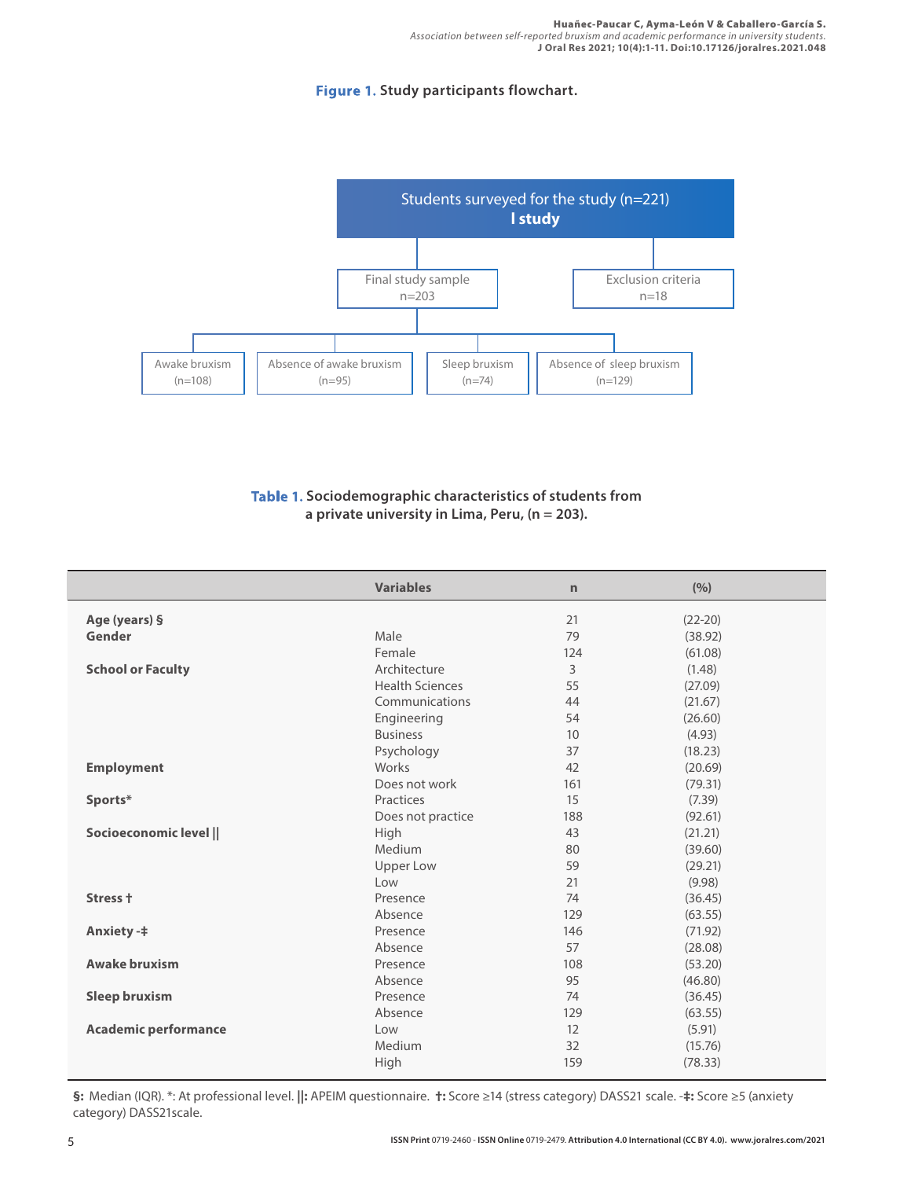**Figure 1.** Study participants flowchart.

Students surveyed for the study (n=221)
**I study**

Final study sample n=203

Exclusion criteria n=18

Awake bruxism (n=108)

Absence of awake bruxism (n=95)

Sleep bruxism (n=74)

Absence of sleep bruxism (n=129)

**Table 1.** Sociodemographic characteristics of students from a private university in Lima, Peru, (n = 203).

| | Variables | n | (%) |
|---|---|---|---|
| **Age (years) §** | | 21 | (22-20) |
| **Gender** | Male | 79 | (38.92) |
| | Female | 124 | (61.08) |
| **School or Faculty** | Architecture | 3 | (1.48) |
| | Health Sciences | 55 | (27.09) |
| | Communications | 44 | (21.67) |
| | Engineering | 54 | (26.60) |
| | Business | 10 | (4.93) |
| | Psychology | 37 | (18.23) |
| **Employment** | Works | 42 | (20.69) |
| | Does not work | 161 | (79.31) |
| **Sports*** | Practices | 15 | (7.39) |
| | Does not practice | 188 | (92.61) |
| **Socioeconomic level ‖** | High | 43 | (21.21) |
| | Medium | 80 | (39.60) |
| | Upper Low | 59 | (29.21) |
| | Low | 21 | (9.98) |
| **Stress †** | Presence | 74 | (36.45) |
| | Absence | 129 | (63.55) |
| **Anxiety -‡** | Presence | 146 | (71.92) |
| | Absence | 57 | (28.08) |
| **Awake bruxism** | Presence | 108 | (53.20) |
| | Absence | 95 | (46.80) |
| **Sleep bruxism** | Presence | 74 | (36.45) |
| | Absence | 129 | (63.55) |
| **Academic performance** | Low | 12 | (5.91) |
| | Medium | 32 | (15.76) |
| | High | 159 | (78.33) |

**§:** Median (IQR). *: At professional level. **‖:** APEIM questionnaire. **†:** Score ≥14 (stress category) DASS21 scale. -**‡:** Score ≥5 (anxiety category) DASS21scale.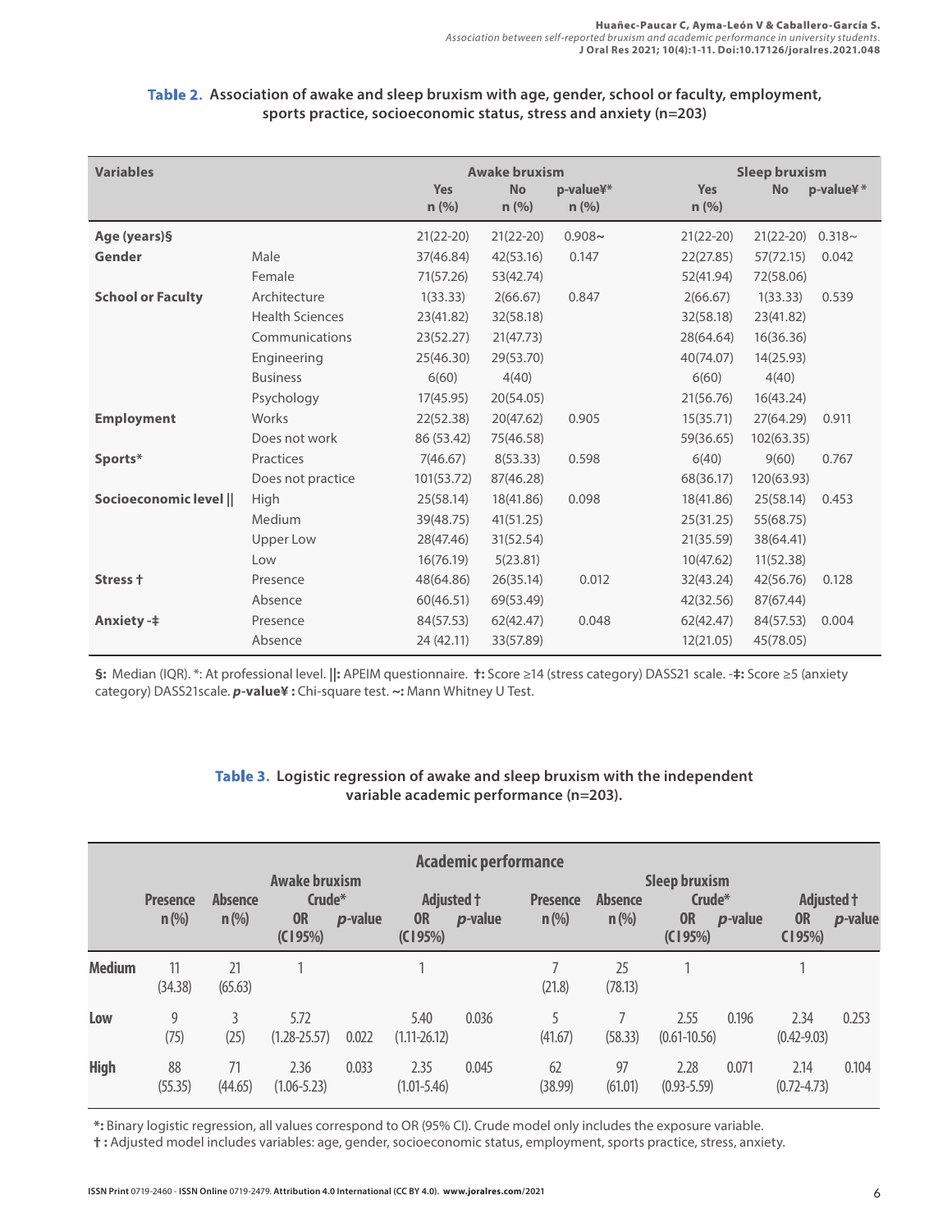**Table 2.** Association of awake and sleep bruxism with age, gender, school or faculty, employment, sports practice, socioeconomic status, stress and anxiety (n=203)

| Variables | | Awake bruxism | | | Sleep bruxism | | |
|---|---|---|---|---|---|---|---|
| | | Yes n (%) | No n (%) | p-value¥* n (%) | Yes n (%) | No | p-value¥ * |
| **Age (years)§** | | 21(22-20) | 21(22-20) | 0.908~ | 21(22-20) | 21(22-20) | 0.318~ |
| **Gender** | Male | 37(46.84) | 42(53.16) | 0.147 | 22(27.85) | 57(72.15) | 0.042 |
| | Female | 71(57.26) | 53(42.74) | | 52(41.94) | 72(58.06) | |
| **School or Faculty** | Architecture | 1(33.33) | 2(66.67) | 0.847 | 2(66.67) | 1(33.33) | 0.539 |
| | Health Sciences | 23(41.82) | 32(58.18) | | 32(58.18) | 23(41.82) | |
| | Communications | 23(52.27) | 21(47.73) | | 28(64.64) | 16(36.36) | |
| | Engineering | 25(46.30) | 29(53.70) | | 40(74.07) | 14(25.93) | |
| | Business | 6(60) | 4(40) | | 6(60) | 4(40) | |
| | Psychology | 17(45.95) | 20(54.05) | | 21(56.76) | 16(43.24) | |
| **Employment** | Works | 22(52.38) | 20(47.62) | 0.905 | 15(35.71) | 27(64.29) | 0.911 |
| | Does not work | 86 (53.42) | 75(46.58) | | 59(36.65) | 102(63.35) | |
| **Sports*** | Practices | 7(46.67) | 8(53.33) | 0.598 | 6(40) | 9(60) | 0.767 |
| | Does not practice | 101(53.72) | 87(46.28) | | 68(36.17) | 120(63.93) | |
| **Socioeconomic level \|\|** | High | 25(58.14) | 18(41.86) | 0.098 | 18(41.86) | 25(58.14) | 0.453 |
| | Medium | 39(48.75) | 41(51.25) | | 25(31.25) | 55(68.75) | |
| | Upper Low | 28(47.46) | 31(52.54) | | 21(35.59) | 38(64.41) | |
| | Low | 16(76.19) | 5(23.81) | | 10(47.62) | 11(52.38) | |
| **Stress †** | Presence | 48(64.86) | 26(35.14) | 0.012 | 32(43.24) | 42(56.76) | 0.128 |
| | Absence | 60(46.51) | 69(53.49) | | 42(32.56) | 87(67.44) | |
| **Anxiety -‡** | Presence | 84(57.53) | 62(42.47) | 0.048 | 62(42.47) | 84(57.53) | 0.004 |
| | Absence | 24 (42.11) | 33(57.89) | | 12(21.05) | 45(78.05) | |

**§:** Median (IQR). *: At professional level. **||:** APEIM questionnaire. **†:** Score ≥14 (stress category) DASS21 scale. -**‡:** Score ≥5 (anxiety category) DASS21scale. ***p*-value¥ :** Chi-square test. **~:** Mann Whitney U Test.

**Table 3.** Logistic regression of awake and sleep bruxism with the independent variable academic performance (n=203).

| Academic performance | Awake bruxism | | | | | | Sleep bruxism | | | | | |
|---|---|---|---|---|---|---|---|---|---|---|---|---|
| | Presence n (%) | Absence n (%) | Crude* OR (CI 95%) | Crude* *p*-value | Adjusted † OR (CI 95%) | Adjusted † *p*-value | Presence n (%) | Absence n (%) | Crude* OR (CI 95%) | Crude* *p*-value | Adjusted † OR (CI 95%) | Adjusted † *p*-value |
| **Medium** | 11 (34.38) | 21 (65.63) | 1 | | 1 | | 7 (21.8) | 25 (78.13) | 1 | | 1 | |
| **Low** | 9 (75) | 3 (25) | 5.72 (1.28-25.57) | 0.022 | 5.40 (1.11-26.12) | 0.036 | 5 (41.67) | 7 (58.33) | 2.55 (0.61-10.56) | 0.196 | 2.34 (0.42-9.03) | 0.253 |
| **High** | 88 (55.35) | 71 (44.65) | 2.36 (1.06-5.23) | 0.033 | 2.35 (1.01-5.46) | 0.045 | 62 (38.99) | 97 (61.01) | 2.28 (0.93-5.59) | 0.071 | 2.14 (0.72-4.73) | 0.104 |

**\*:** Binary logistic regression, all values correspond to OR (95% CI). Crude model only includes the exposure variable.
**† :** Adjusted model includes variables: age, gender, socioeconomic status, employment, sports practice, stress, anxiety.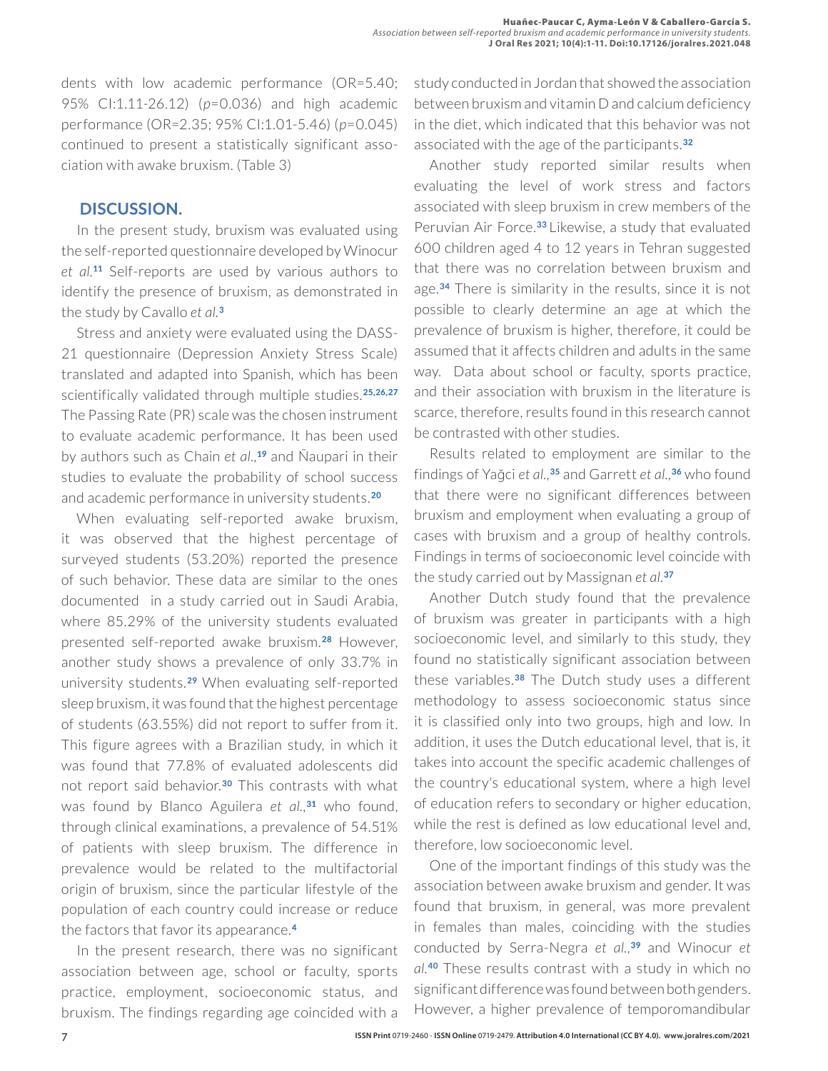dents with low academic performance (OR=5.40; 95% CI:1.11-26.12) (*p*=0.036) and high academic performance (OR=2.35; 95% CI:1.01-5.46) (*p*=0.045) continued to present a statistically significant association with awake bruxism. (Table 3)

## DISCUSSION.

In the present study, bruxism was evaluated using the self-reported questionnaire developed by Winocur *et al.*[11] Self-reports are used by various authors to identify the presence of bruxism, as demonstrated in the study by Cavallo *et al.*[3]

Stress and anxiety were evaluated using the DASS-21 questionnaire (Depression Anxiety Stress Scale) translated and adapted into Spanish, which has been scientifically validated through multiple studies.[25,26,27] The Passing Rate (PR) scale was the chosen instrument to evaluate academic performance. It has been used by authors such as Chain *et al.*,[19] and Ñaupari in their studies to evaluate the probability of school success and academic performance in university students.[20]

When evaluating self-reported awake bruxism, it was observed that the highest percentage of surveyed students (53.20%) reported the presence of such behavior. These data are similar to the ones documented in a study carried out in Saudi Arabia, where 85.29% of the university students evaluated presented self-reported awake bruxism.[28] However, another study shows a prevalence of only 33.7% in university students.[29] When evaluating self-reported sleep bruxism, it was found that the highest percentage of students (63.55%) did not report to suffer from it. This figure agrees with a Brazilian study, in which it was found that 77.8% of evaluated adolescents did not report said behavior.[30] This contrasts with what was found by Blanco Aguilera *et al.*,[31] who found, through clinical examinations, a prevalence of 54.51% of patients with sleep bruxism. The difference in prevalence would be related to the multifactorial origin of bruxism, since the particular lifestyle of the population of each country could increase or reduce the factors that favor its appearance.[4]

In the present research, there was no significant association between age, school or faculty, sports practice, employment, socioeconomic status, and bruxism. The findings regarding age coincided with a study conducted in Jordan that showed the association between bruxism and vitamin D and calcium deficiency in the diet, which indicated that this behavior was not associated with the age of the participants.[32]

Another study reported similar results when evaluating the level of work stress and factors associated with sleep bruxism in crew members of the Peruvian Air Force.[33] Likewise, a study that evaluated 600 children aged 4 to 12 years in Tehran suggested that there was no correlation between bruxism and age.[34] There is similarity in the results, since it is not possible to clearly determine an age at which the prevalence of bruxism is higher, therefore, it could be assumed that it affects children and adults in the same way. Data about school or faculty, sports practice, and their association with bruxism in the literature is scarce, therefore, results found in this research cannot be contrasted with other studies.

Results related to employment are similar to the findings of Yağci *et al.*,[35] and Garrett *et al.*,[36] who found that there were no significant differences between bruxism and employment when evaluating a group of cases with bruxism and a group of healthy controls. Findings in terms of socioeconomic level coincide with the study carried out by Massignan *et al.*[37]

Another Dutch study found that the prevalence of bruxism was greater in participants with a high socioeconomic level, and similarly to this study, they found no statistically significant association between these variables.[38] The Dutch study uses a different methodology to assess socioeconomic status since it is classified only into two groups, high and low. In addition, it uses the Dutch educational level, that is, it takes into account the specific academic challenges of the country's educational system, where a high level of education refers to secondary or higher education, while the rest is defined as low educational level and, therefore, low socioeconomic level.

One of the important findings of this study was the association between awake bruxism and gender. It was found that bruxism, in general, was more prevalent in females than males, coinciding with the studies conducted by Serra-Negra *et al.*,[39] and Winocur *et al.*[40] These results contrast with a study in which no significant difference was found between both genders. However, a higher prevalence of temporomandibular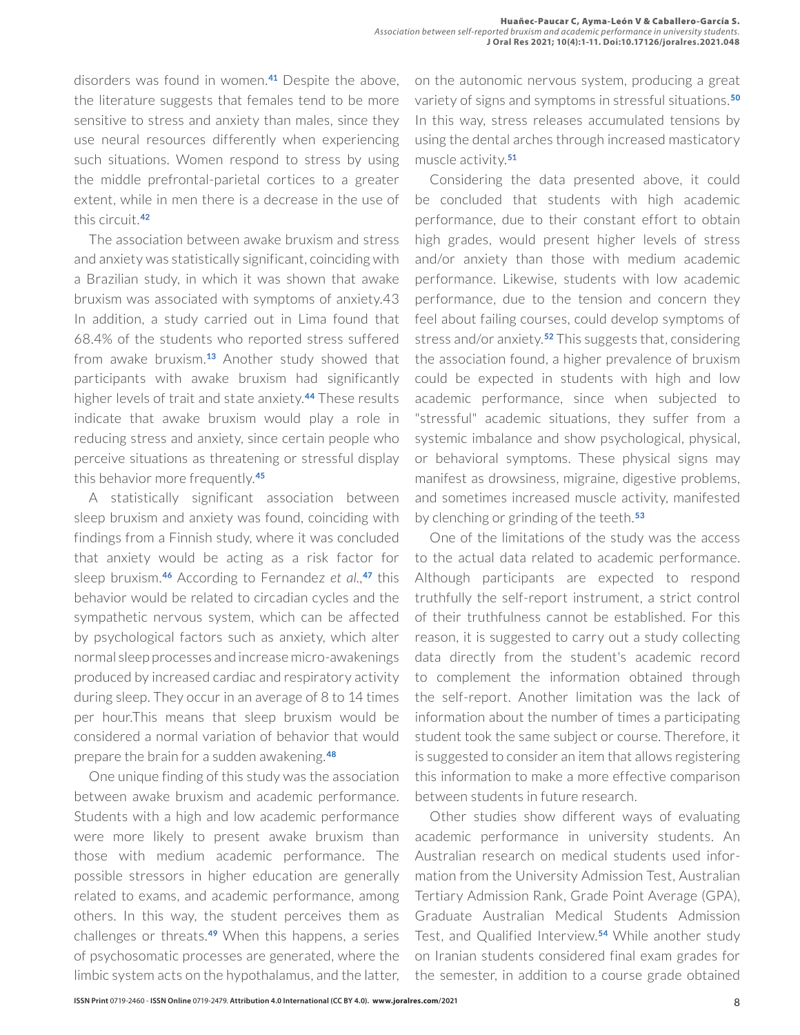disorders was found in women.[41] Despite the above, the literature suggests that females tend to be more sensitive to stress and anxiety than males, since they use neural resources differently when experiencing such situations. Women respond to stress by using the middle prefrontal-parietal cortices to a greater extent, while in men there is a decrease in the use of this circuit.[42]

The association between awake bruxism and stress and anxiety was statistically significant, coinciding with a Brazilian study, in which it was shown that awake bruxism was associated with symptoms of anxiety.43 In addition, a study carried out in Lima found that 68.4% of the students who reported stress suffered from awake bruxism.[13] Another study showed that participants with awake bruxism had significantly higher levels of trait and state anxiety.[44] These results indicate that awake bruxism would play a role in reducing stress and anxiety, since certain people who perceive situations as threatening or stressful display this behavior more frequently.[45]

A statistically significant association between sleep bruxism and anxiety was found, coinciding with findings from a Finnish study, where it was concluded that anxiety would be acting as a risk factor for sleep bruxism.[46] According to Fernandez *et al*.,[47] this behavior would be related to circadian cycles and the sympathetic nervous system, which can be affected by psychological factors such as anxiety, which alter normal sleep processes and increase micro-awakenings produced by increased cardiac and respiratory activity during sleep. They occur in an average of 8 to 14 times per hour.This means that sleep bruxism would be considered a normal variation of behavior that would prepare the brain for a sudden awakening.[48]

One unique finding of this study was the association between awake bruxism and academic performance. Students with a high and low academic performance were more likely to present awake bruxism than those with medium academic performance. The possible stressors in higher education are generally related to exams, and academic performance, among others. In this way, the student perceives them as challenges or threats.[49] When this happens, a series of psychosomatic processes are generated, where the limbic system acts on the hypothalamus, and the latter, on the autonomic nervous system, producing a great variety of signs and symptoms in stressful situations.[50] In this way, stress releases accumulated tensions by using the dental arches through increased masticatory muscle activity.[51]

Considering the data presented above, it could be concluded that students with high academic performance, due to their constant effort to obtain high grades, would present higher levels of stress and/or anxiety than those with medium academic performance. Likewise, students with low academic performance, due to the tension and concern they feel about failing courses, could develop symptoms of stress and/or anxiety.[52] This suggests that, considering the association found, a higher prevalence of bruxism could be expected in students with high and low academic performance, since when subjected to "stressful" academic situations, they suffer from a systemic imbalance and show psychological, physical, or behavioral symptoms. These physical signs may manifest as drowsiness, migraine, digestive problems, and sometimes increased muscle activity, manifested by clenching or grinding of the teeth.[53]

One of the limitations of the study was the access to the actual data related to academic performance. Although participants are expected to respond truthfully the self-report instrument, a strict control of their truthfulness cannot be established. For this reason, it is suggested to carry out a study collecting data directly from the student's academic record to complement the information obtained through the self-report. Another limitation was the lack of information about the number of times a participating student took the same subject or course. Therefore, it is suggested to consider an item that allows registering this information to make a more effective comparison between students in future research.

Other studies show different ways of evaluating academic performance in university students. An Australian research on medical students used information from the University Admission Test, Australian Tertiary Admission Rank, Grade Point Average (GPA), Graduate Australian Medical Students Admission Test, and Qualified Interview.[54] While another study on Iranian students considered final exam grades for the semester, in addition to a course grade obtained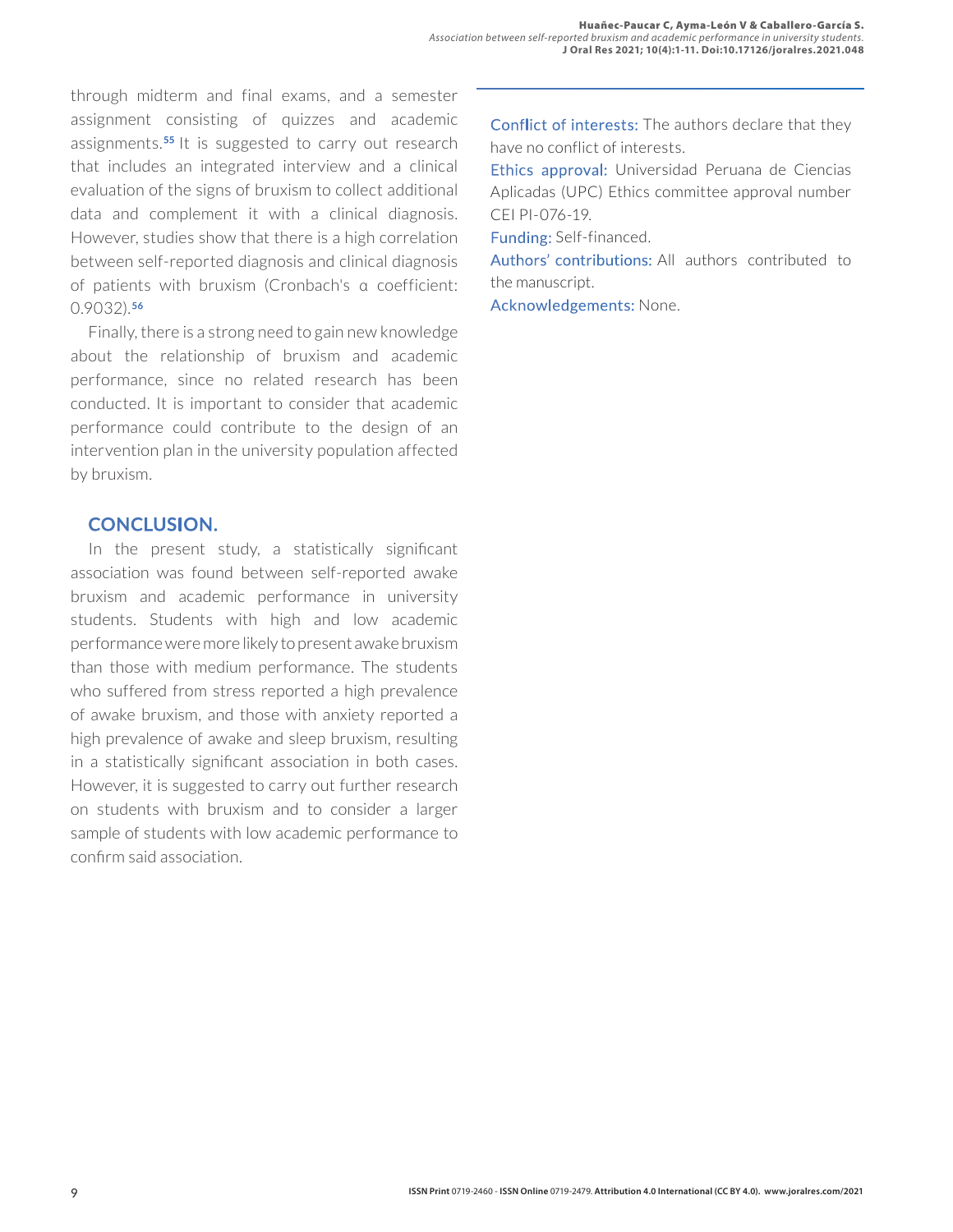through midterm and final exams, and a semester assignment consisting of quizzes and academic assignments.[55] It is suggested to carry out research that includes an integrated interview and a clinical evaluation of the signs of bruxism to collect additional data and complement it with a clinical diagnosis. However, studies show that there is a high correlation between self-reported diagnosis and clinical diagnosis of patients with bruxism (Cronbach's α coefficient: 0.9032).[56]

Finally, there is a strong need to gain new knowledge about the relationship of bruxism and academic performance, since no related research has been conducted. It is important to consider that academic performance could contribute to the design of an intervention plan in the university population affected by bruxism.

## CONCLUSION.

In the present study, a statistically significant association was found between self-reported awake bruxism and academic performance in university students. Students with high and low academic performance were more likely to present awake bruxism than those with medium performance. The students who suffered from stress reported a high prevalence of awake bruxism, and those with anxiety reported a high prevalence of awake and sleep bruxism, resulting in a statistically significant association in both cases. However, it is suggested to carry out further research on students with bruxism and to consider a larger sample of students with low academic performance to confirm said association.

Conflict of interests: The authors declare that they have no conflict of interests.

Ethics approval: Universidad Peruana de Ciencias Aplicadas (UPC) Ethics committee approval number CEI PI-076-19.

Funding: Self-financed.

Authors' contributions: All authors contributed to the manuscript.

Acknowledgements: None.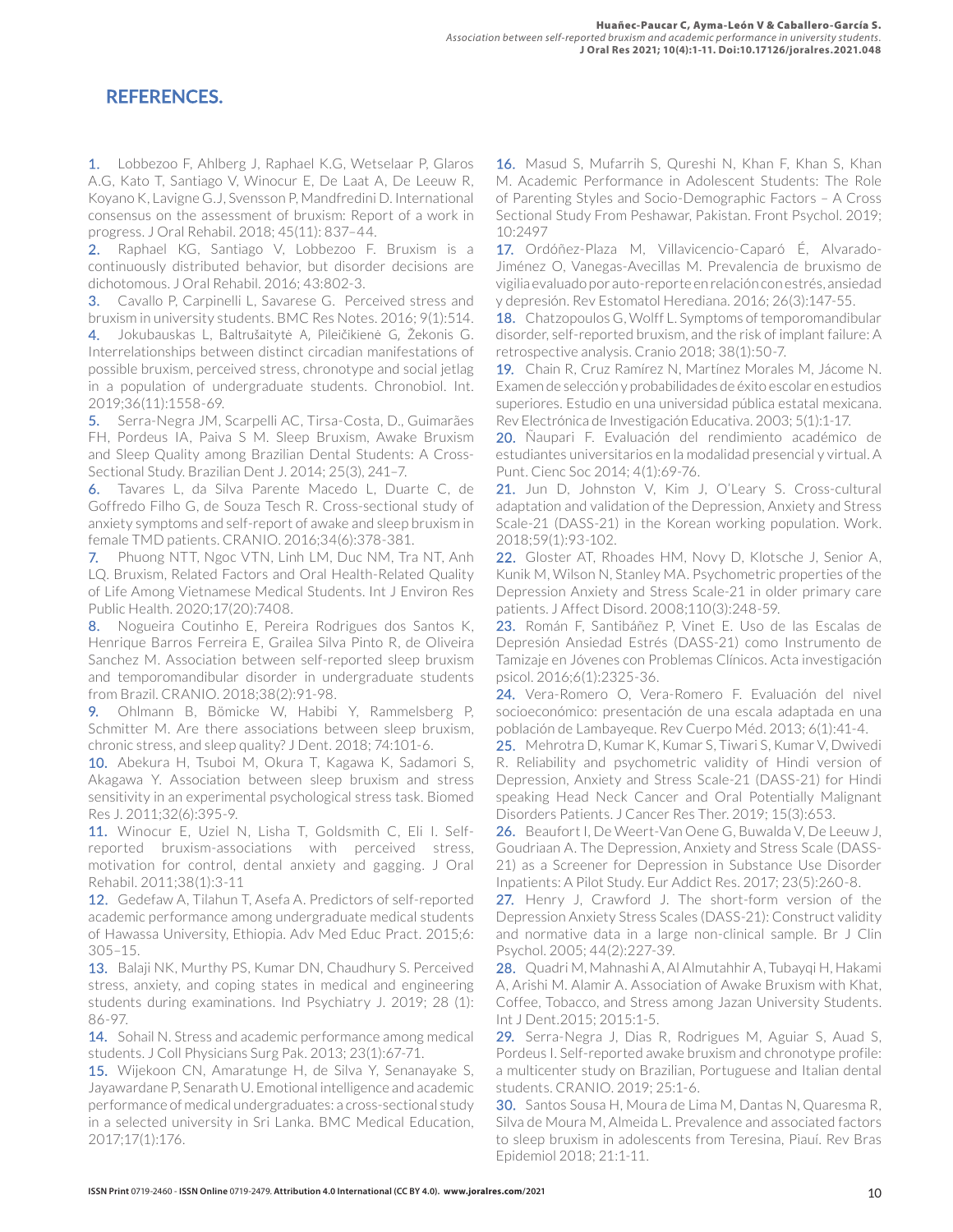## REFERENCES.

1. Lobbezoo F, Ahlberg J, Raphael K.G, Wetselaar P, Glaros A.G, Kato T, Santiago V, Winocur E, De Laat A, De Leeuw R, Koyano K, Lavigne G.J, Svensson P, Mandfredini D. International consensus on the assessment of bruxism: Report of a work in progress. J Oral Rehabil. 2018; 45(11): 837–44.
2. Raphael KG, Santiago V, Lobbezoo F. Bruxism is a continuously distributed behavior, but disorder decisions are dichotomous. J Oral Rehabil. 2016; 43:802-3.
3. Cavallo P, Carpinelli L, Savarese G. Perceived stress and bruxism in university students. BMC Res Notes. 2016; 9(1):514.
4. Jokubauskas L, Baltrušaitytė A, Pileičikienė G, Žekonis G. Interrelationships between distinct circadian manifestations of possible bruxism, perceived stress, chronotype and social jetlag in a population of undergraduate students. Chronobiol. Int. 2019;36(11):1558-69.
5. Serra-Negra JM, Scarpelli AC, Tirsa-Costa, D., Guimarães FH, Pordeus IA, Paiva S M. Sleep Bruxism, Awake Bruxism and Sleep Quality among Brazilian Dental Students: A Cross-Sectional Study. Brazilian Dent J. 2014; 25(3), 241–7.
6. Tavares L, da Silva Parente Macedo L, Duarte C, de Goffredo Filho G, de Souza Tesch R. Cross-sectional study of anxiety symptoms and self-report of awake and sleep bruxism in female TMD patients. CRANIO. 2016;34(6):378-381.
7. Phuong NTT, Ngoc VTN, Linh LM, Duc NM, Tra NT, Anh LQ. Bruxism, Related Factors and Oral Health-Related Quality of Life Among Vietnamese Medical Students. Int J Environ Res Public Health. 2020;17(20):7408.
8. Nogueira Coutinho E, Pereira Rodrigues dos Santos K, Henrique Barros Ferreira E, Grailea Silva Pinto R, de Oliveira Sanchez M. Association between self-reported sleep bruxism and temporomandibular disorder in undergraduate students from Brazil. CRANIO. 2018;38(2):91-98.
9. Ohlmann B, Bömicke W, Habibi Y, Rammelsberg P, Schmitter M. Are there associations between sleep bruxism, chronic stress, and sleep quality? J Dent. 2018; 74:101-6.
10. Abekura H, Tsuboi M, Okura T, Kagawa K, Sadamori S, Akagawa Y. Association between sleep bruxism and stress sensitivity in an experimental psychological stress task. Biomed Res J. 2011;32(6):395-9.
11. Winocur E, Uziel N, Lisha T, Goldsmith C, Eli I. Self-reported bruxism-associations with perceived stress, motivation for control, dental anxiety and gagging. J Oral Rehabil. 2011;38(1):3-11
12. Gedefaw A, Tilahun T, Asefa A. Predictors of self-reported academic performance among undergraduate medical students of Hawassa University, Ethiopia. Adv Med Educ Pract. 2015;6: 305–15.
13. Balaji NK, Murthy PS, Kumar DN, Chaudhury S. Perceived stress, anxiety, and coping states in medical and engineering students during examinations. Ind Psychiatry J. 2019; 28 (1): 86-97.
14. Sohail N. Stress and academic performance among medical students. J Coll Physicians Surg Pak. 2013; 23(1):67-71.
15. Wijekoon CN, Amaratunge H, de Silva Y, Senanayake S, Jayawardane P, Senarath U. Emotional intelligence and academic performance of medical undergraduates: a cross-sectional study in a selected university in Sri Lanka. BMC Medical Education, 2017;17(1):176.
16. Masud S, Mufarrih S, Qureshi N, Khan F, Khan S, Khan M. Academic Performance in Adolescent Students: The Role of Parenting Styles and Socio-Demographic Factors – A Cross Sectional Study From Peshawar, Pakistan. Front Psychol. 2019; 10:2497
17. Ordóñez-Plaza M, Villavicencio-Caparó É, Alvarado-Jiménez O, Vanegas-Avecillas M. Prevalencia de bruxismo de vigilia evaluado por auto-reporte en relación con estrés, ansiedad y depresión. Rev Estomatol Herediana. 2016; 26(3):147-55.
18. Chatzopoulos G, Wolff L. Symptoms of temporomandibular disorder, self-reported bruxism, and the risk of implant failure: A retrospective analysis. Cranio 2018; 38(1):50-7.
19. Chain R, Cruz Ramírez N, Martínez Morales M, Jácome N. Examen de selección y probabilidades de éxito escolar en estudios superiores. Estudio en una universidad pública estatal mexicana. Rev Electrónica de Investigación Educativa. 2003; 5(1):1-17.
20. Ñaupari F. Evaluación del rendimiento académico de estudiantes universitarios en la modalidad presencial y virtual. A Punt. Cienc Soc 2014; 4(1):69-76.
21. Jun D, Johnston V, Kim J, O'Leary S. Cross-cultural adaptation and validation of the Depression, Anxiety and Stress Scale-21 (DASS-21) in the Korean working population. Work. 2018;59(1):93-102.
22. Gloster AT, Rhoades HM, Novy D, Klotsche J, Senior A, Kunik M, Wilson N, Stanley MA. Psychometric properties of the Depression Anxiety and Stress Scale-21 in older primary care patients. J Affect Disord. 2008;110(3):248-59.
23. Román F, Santibáñez P, Vinet E. Uso de las Escalas de Depresión Ansiedad Estrés (DASS-21) como Instrumento de Tamizaje en Jóvenes con Problemas Clínicos. Acta investigación psicol. 2016;6(1):2325-36.
24. Vera-Romero O, Vera-Romero F. Evaluación del nivel socioeconómico: presentación de una escala adaptada en una población de Lambayeque. Rev Cuerpo Méd. 2013; 6(1):41-4.
25. Mehrotra D, Kumar K, Kumar S, Tiwari S, Kumar V, Dwivedi R. Reliability and psychometric validity of Hindi version of Depression, Anxiety and Stress Scale-21 (DASS-21) for Hindi speaking Head Neck Cancer and Oral Potentially Malignant Disorders Patients. J Cancer Res Ther. 2019; 15(3):653.
26. Beaufort I, De Weert-Van Oene G, Buwalda V, De Leeuw J, Goudriaan A. The Depression, Anxiety and Stress Scale (DASS-21) as a Screener for Depression in Substance Use Disorder Inpatients: A Pilot Study. Eur Addict Res. 2017; 23(5):260-8.
27. Henry J, Crawford J. The short-form version of the Depression Anxiety Stress Scales (DASS-21): Construct validity and normative data in a large non-clinical sample. Br J Clin Psychol. 2005; 44(2):227-39.
28. Quadri M, Mahnashi A, Al Almutahhir A, Tubayqi H, Hakami A, Arishi M. Alamir A. Association of Awake Bruxism with Khat, Coffee, Tobacco, and Stress among Jazan University Students. Int J Dent.2015; 2015:1-5.
29. Serra-Negra J, Dias R, Rodrigues M, Aguiar S, Auad S, Pordeus I. Self-reported awake bruxism and chronotype profile: a multicenter study on Brazilian, Portuguese and Italian dental students. CRANIO. 2019; 25:1-6.
30. Santos Sousa H, Moura de Lima M, Dantas N, Quaresma R, Silva de Moura M, Almeida L. Prevalence and associated factors to sleep bruxism in adolescents from Teresina, Piauí. Rev Bras Epidemiol 2018; 21:1-11.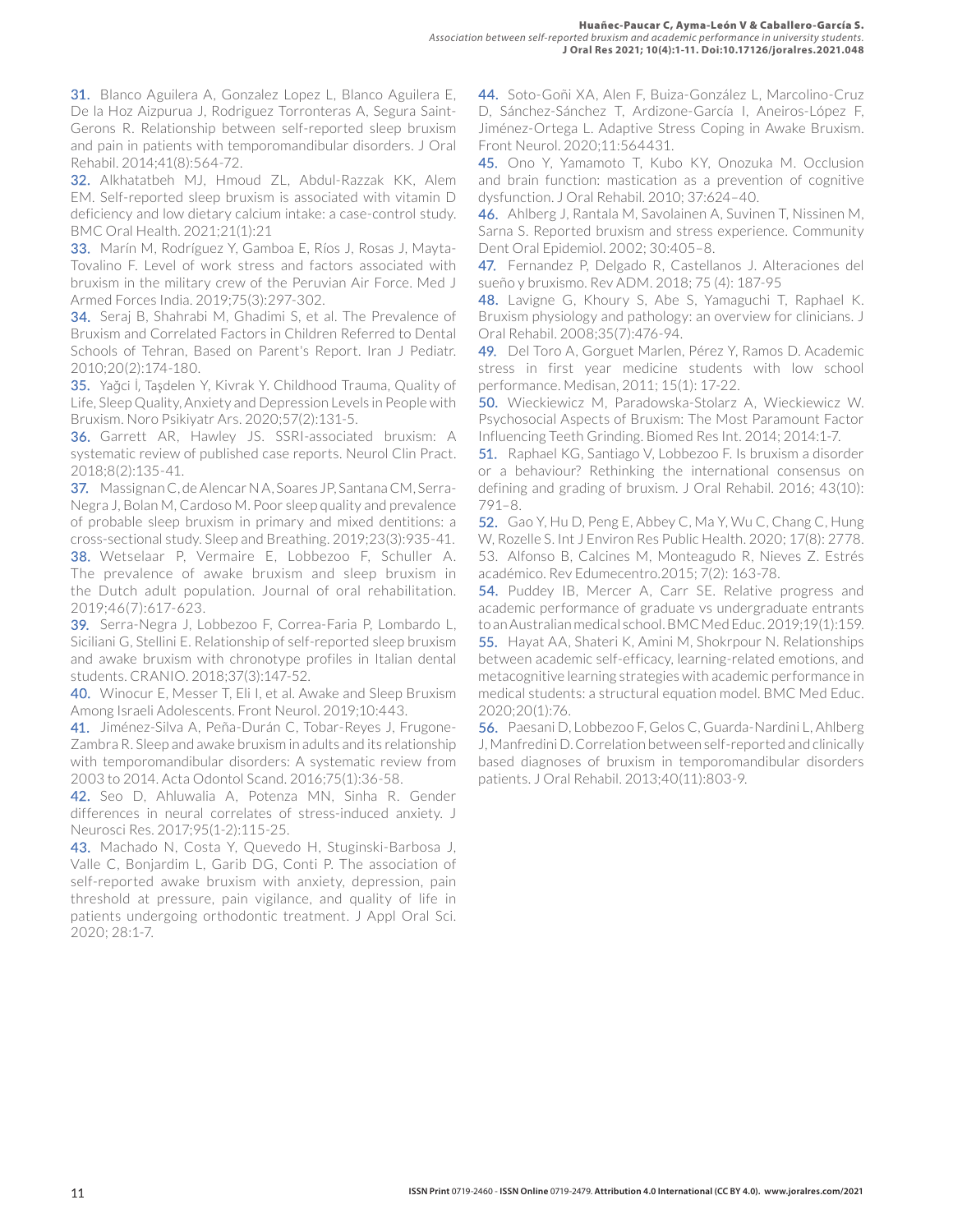31. Blanco Aguilera A, Gonzalez Lopez L, Blanco Aguilera E, De la Hoz Aizpurua J, Rodriguez Torronteras A, Segura Saint-Gerons R. Relationship between self-reported sleep bruxism and pain in patients with temporomandibular disorders. J Oral Rehabil. 2014;41(8):564-72.

32. Alkhatatbeh MJ, Hmoud ZL, Abdul-Razzak KK, Alem EM. Self-reported sleep bruxism is associated with vitamin D deficiency and low dietary calcium intake: a case-control study. BMC Oral Health. 2021;21(1):21

33. Marín M, Rodríguez Y, Gamboa E, Ríos J, Rosas J, Mayta-Tovalino F. Level of work stress and factors associated with bruxism in the military crew of the Peruvian Air Force. Med J Armed Forces India. 2019;75(3):297-302.

34. Seraj B, Shahrabi M, Ghadimi S, et al. The Prevalence of Bruxism and Correlated Factors in Children Referred to Dental Schools of Tehran, Based on Parent's Report. Iran J Pediatr. 2010;20(2):174-180.

35. Yağci İ, Taşdelen Y, Kivrak Y. Childhood Trauma, Quality of Life, Sleep Quality, Anxiety and Depression Levels in People with Bruxism. Noro Psikiyatr Ars. 2020;57(2):131-5.

36. Garrett AR, Hawley JS. SSRI-associated bruxism: A systematic review of published case reports. Neurol Clin Pract. 2018;8(2):135-41.

37. Massignan C, de Alencar N A, Soares JP, Santana CM, Serra-Negra J, Bolan M, Cardoso M. Poor sleep quality and prevalence of probable sleep bruxism in primary and mixed dentitions: a cross-sectional study. Sleep and Breathing. 2019;23(3):935-41.

38. Wetselaar P, Vermaire E, Lobbezoo F, Schuller A. The prevalence of awake bruxism and sleep bruxism in the Dutch adult population. Journal of oral rehabilitation. 2019;46(7):617-623.

39. Serra-Negra J, Lobbezoo F, Correa-Faria P, Lombardo L, Siciliani G, Stellini E. Relationship of self-reported sleep bruxism and awake bruxism with chronotype profiles in Italian dental students. CRANIO. 2018;37(3):147-52.

40. Winocur E, Messer T, Eli I, et al. Awake and Sleep Bruxism Among Israeli Adolescents. Front Neurol. 2019;10:443.

41. Jiménez-Silva A, Peña-Durán C, Tobar-Reyes J, Frugone-Zambra R. Sleep and awake bruxism in adults and its relationship with temporomandibular disorders: A systematic review from 2003 to 2014. Acta Odontol Scand. 2016;75(1):36-58.

42. Seo D, Ahluwalia A, Potenza MN, Sinha R. Gender differences in neural correlates of stress-induced anxiety. J Neurosci Res. 2017;95(1-2):115-25.

43. Machado N, Costa Y, Quevedo H, Stuginski-Barbosa J, Valle C, Bonjardim L, Garib DG, Conti P. The association of self-reported awake bruxism with anxiety, depression, pain threshold at pressure, pain vigilance, and quality of life in patients undergoing orthodontic treatment. J Appl Oral Sci. 2020; 28:1-7.

44. Soto-Goñi XA, Alen F, Buiza-González L, Marcolino-Cruz D, Sánchez-Sánchez T, Ardizone-García I, Aneiros-López F, Jiménez-Ortega L. Adaptive Stress Coping in Awake Bruxism. Front Neurol. 2020;11:564431.

45. Ono Y, Yamamoto T, Kubo KY, Onozuka M. Occlusion and brain function: mastication as a prevention of cognitive dysfunction. J Oral Rehabil. 2010; 37:624–40.

46. Ahlberg J, Rantala M, Savolainen A, Suvinen T, Nissinen M, Sarna S. Reported bruxism and stress experience. Community Dent Oral Epidemiol. 2002; 30:405–8.

47. Fernandez P, Delgado R, Castellanos J. Alteraciones del sueño y bruxismo. Rev ADM. 2018; 75 (4): 187-95

48. Lavigne G, Khoury S, Abe S, Yamaguchi T, Raphael K. Bruxism physiology and pathology: an overview for clinicians. J Oral Rehabil. 2008;35(7):476-94.

49. Del Toro A, Gorguet Marlen, Pérez Y, Ramos D. Academic stress in first year medicine students with low school performance. Medisan, 2011; 15(1): 17-22.

50. Wieckiewicz M, Paradowska-Stolarz A, Wieckiewicz W. Psychosocial Aspects of Bruxism: The Most Paramount Factor Influencing Teeth Grinding. Biomed Res Int. 2014; 2014:1-7.

51. Raphael KG, Santiago V, Lobbezoo F. Is bruxism a disorder or a behaviour? Rethinking the international consensus on defining and grading of bruxism. J Oral Rehabil. 2016; 43(10): 791–8.

52. Gao Y, Hu D, Peng E, Abbey C, Ma Y, Wu C, Chang C, Hung W, Rozelle S. Int J Environ Res Public Health. 2020; 17(8): 2778.

53. Alfonso B, Calcines M, Monteagudo R, Nieves Z. Estrés académico. Rev Edumecentro.2015; 7(2): 163-78.

54. Puddey IB, Mercer A, Carr SE. Relative progress and academic performance of graduate vs undergraduate entrants to an Australian medical school. BMC Med Educ. 2019;19(1):159.

55. Hayat AA, Shateri K, Amini M, Shokrpour N. Relationships between academic self-efficacy, learning-related emotions, and metacognitive learning strategies with academic performance in medical students: a structural equation model. BMC Med Educ. 2020;20(1):76.

56. Paesani D, Lobbezoo F, Gelos C, Guarda-Nardini L, Ahlberg J, Manfredini D. Correlation between self-reported and clinically based diagnoses of bruxism in temporomandibular disorders patients. J Oral Rehabil. 2013;40(11):803-9.